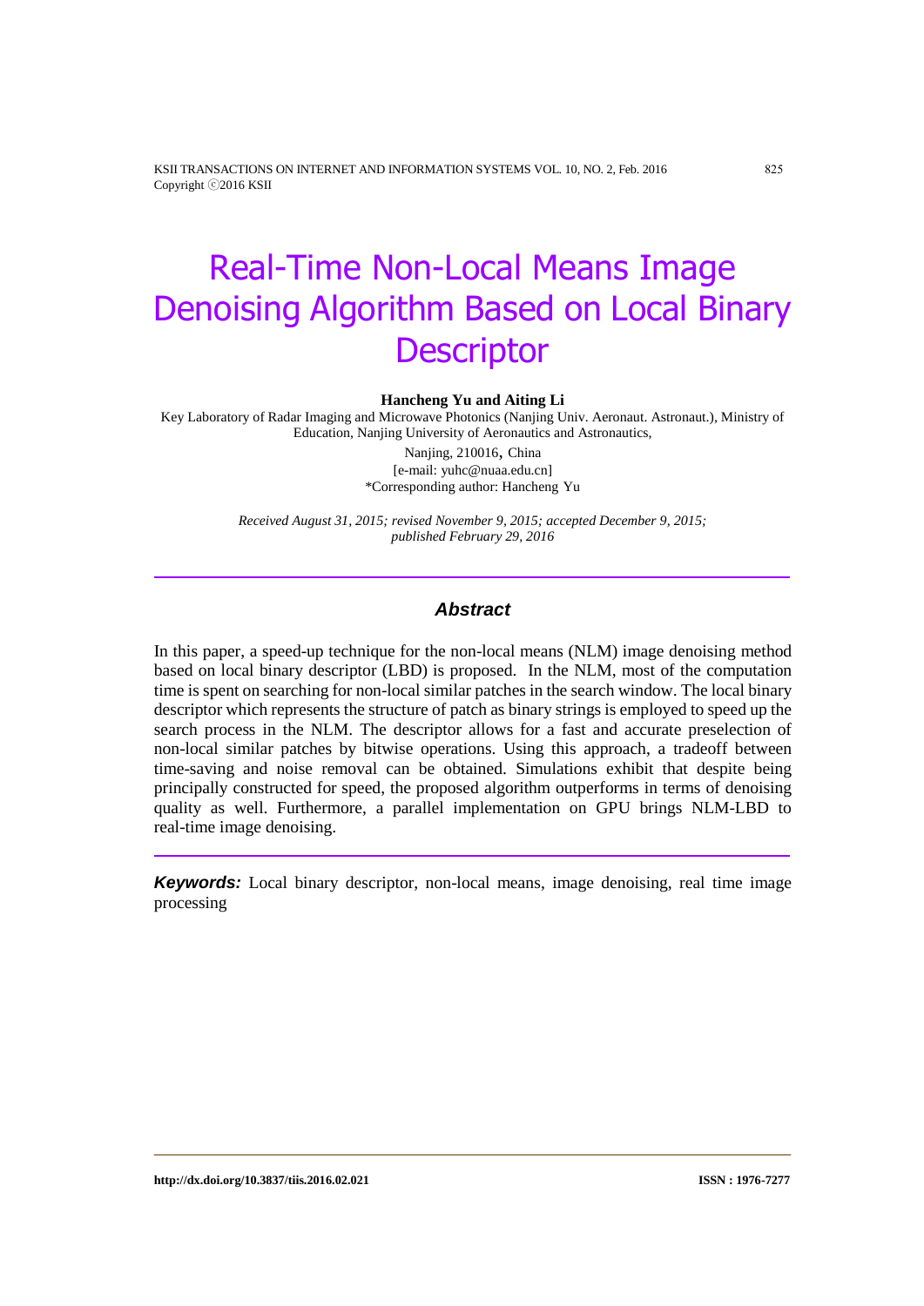# Real-Time Non-Local Means Image Denoising Algorithm Based on Local Binary Descriptor

**Hancheng Yu and Aiting Li**

Key Laboratory of Radar Imaging and Microwave Photonics (Nanjing Univ. Aeronaut. Astronaut.), Ministry of Education, Nanjing University of Aeronautics and Astronautics,

Nanjing, 210016, China

[e-mail: yuhc@nuaa.edu.cn]

*Corresponding author: Hancheng Yu

*Received August 31, 2015; revised November 9, 2015; accepted December 9, 2015; published February 29, 2016*

---

## Abstract

In this paper, a speed-up technique for the non-local means (NLM) image denoising method based on local binary descriptor (LBD) is proposed. In the NLM, most of the computation time is spent on searching for non-local similar patches in the search window. The local binary descriptor which represents the structure of patch as binary strings is employed to speed up the search process in the NLM. The descriptor allows for a fast and accurate preselection of non-local similar patches by bitwise operations. Using this approach, a tradeoff between time-saving and noise removal can be obtained. Simulations exhibit that despite being principally constructed for speed, the proposed algorithm outperforms in terms of denoising quality as well. Furthermore, a parallel implementation on GPU brings NLM-LBD to real-time image denoising.

---

***Keywords:*** Local binary descriptor, non-local means, image denoising, real time image processing

http://dx.doi.org/10.3837/tiis.2016.02.021

ISSN : 1976-7277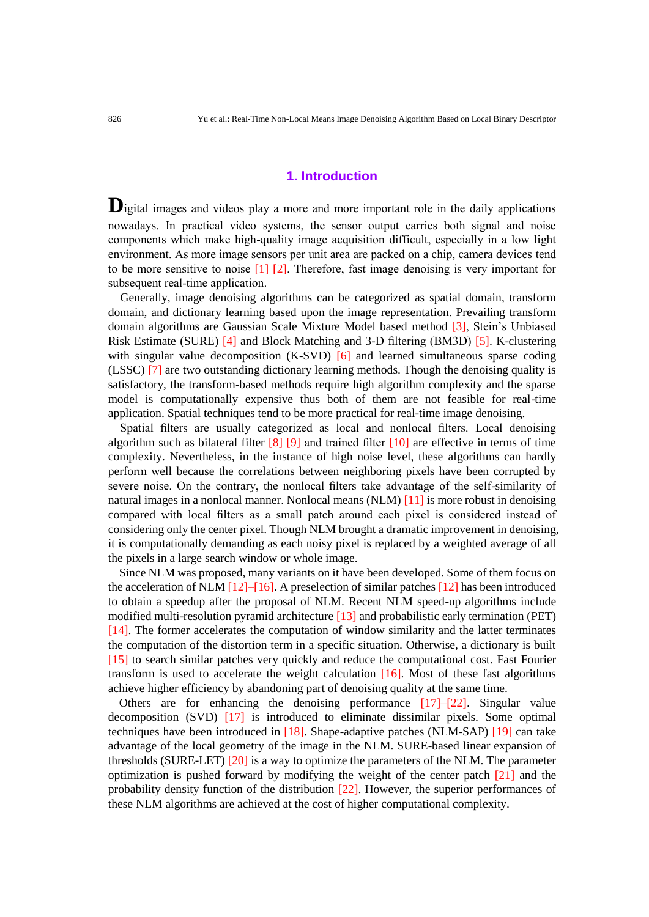## 1. Introduction

Digital images and videos play a more and more important role in the daily applications nowadays. In practical video systems, the sensor output carries both signal and noise components which make high-quality image acquisition difficult, especially in a low light environment. As more image sensors per unit area are packed on a chip, camera devices tend to be more sensitive to noise [1] [2]. Therefore, fast image denoising is very important for subsequent real-time application.

Generally, image denoising algorithms can be categorized as spatial domain, transform domain, and dictionary learning based upon the image representation. Prevailing transform domain algorithms are Gaussian Scale Mixture Model based method [3], Stein's Unbiased Risk Estimate (SURE) [4] and Block Matching and 3-D filtering (BM3D) [5]. K-clustering with singular value decomposition (K-SVD) [6] and learned simultaneous sparse coding (LSSC) [7] are two outstanding dictionary learning methods. Though the denoising quality is satisfactory, the transform-based methods require high algorithm complexity and the sparse model is computationally expensive thus both of them are not feasible for real-time application. Spatial techniques tend to be more practical for real-time image denoising.

Spatial filters are usually categorized as local and nonlocal filters. Local denoising algorithm such as bilateral filter [8] [9] and trained filter [10] are effective in terms of time complexity. Nevertheless, in the instance of high noise level, these algorithms can hardly perform well because the correlations between neighboring pixels have been corrupted by severe noise. On the contrary, the nonlocal filters take advantage of the self-similarity of natural images in a nonlocal manner. Nonlocal means (NLM) [11] is more robust in denoising compared with local filters as a small patch around each pixel is considered instead of considering only the center pixel. Though NLM brought a dramatic improvement in denoising, it is computationally demanding as each noisy pixel is replaced by a weighted average of all the pixels in a large search window or whole image.

Since NLM was proposed, many variants on it have been developed. Some of them focus on the acceleration of NLM [12]–[16]. A preselection of similar patches [12] has been introduced to obtain a speedup after the proposal of NLM. Recent NLM speed-up algorithms include modified multi-resolution pyramid architecture [13] and probabilistic early termination (PET) [14]. The former accelerates the computation of window similarity and the latter terminates the computation of the distortion term in a specific situation. Otherwise, a dictionary is built [15] to search similar patches very quickly and reduce the computational cost. Fast Fourier transform is used to accelerate the weight calculation [16]. Most of these fast algorithms achieve higher efficiency by abandoning part of denoising quality at the same time.

Others are for enhancing the denoising performance [17]–[22]. Singular value decomposition (SVD) [17] is introduced to eliminate dissimilar pixels. Some optimal techniques have been introduced in [18]. Shape-adaptive patches (NLM-SAP) [19] can take advantage of the local geometry of the image in the NLM. SURE-based linear expansion of thresholds (SURE-LET) [20] is a way to optimize the parameters of the NLM. The parameter optimization is pushed forward by modifying the weight of the center patch [21] and the probability density function of the distribution [22]. However, the superior performances of these NLM algorithms are achieved at the cost of higher computational complexity.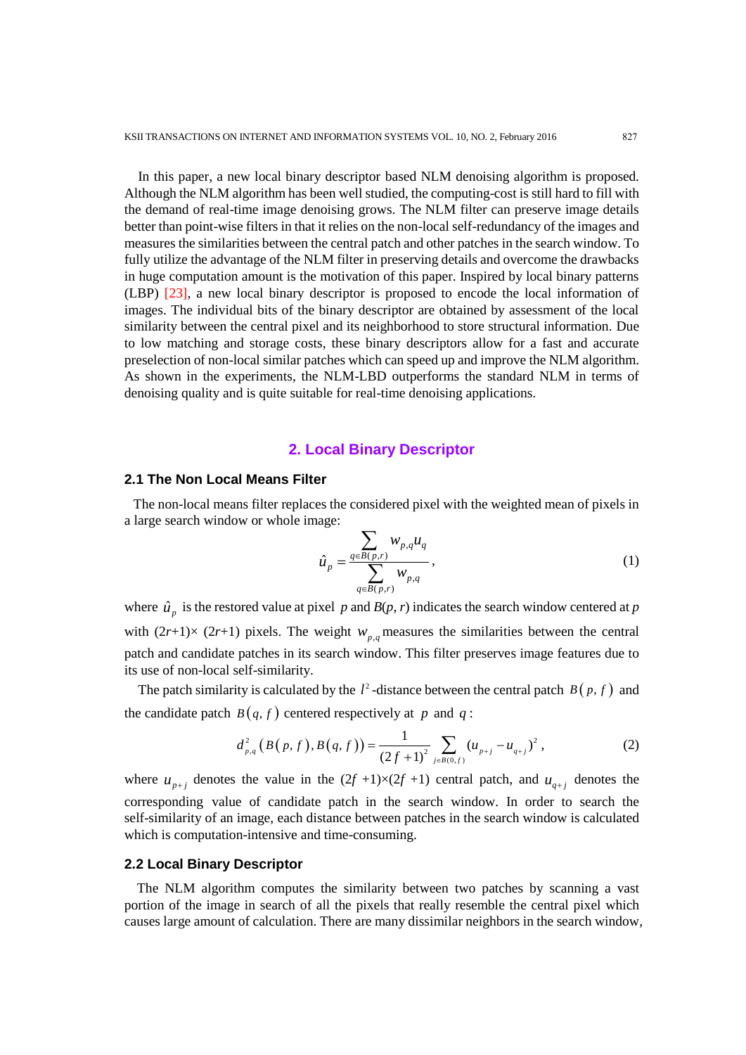In this paper, a new local binary descriptor based NLM denoising algorithm is proposed. Although the NLM algorithm has been well studied, the computing-cost is still hard to fill with the demand of real-time image denoising grows. The NLM filter can preserve image details better than point-wise filters in that it relies on the non-local self-redundancy of the images and measures the similarities between the central patch and other patches in the search window. To fully utilize the advantage of the NLM filter in preserving details and overcome the drawbacks in huge computation amount is the motivation of this paper. Inspired by local binary patterns (LBP) [23], a new local binary descriptor is proposed to encode the local information of images. The individual bits of the binary descriptor are obtained by assessment of the local similarity between the central pixel and its neighborhood to store structural information. Due to low matching and storage costs, these binary descriptors allow for a fast and accurate preselection of non-local similar patches which can speed up and improve the NLM algorithm. As shown in the experiments, the NLM-LBD outperforms the standard NLM in terms of denoising quality and is quite suitable for real-time denoising applications.

## 2. Local Binary Descriptor

### 2.1 The Non Local Means Filter

The non-local means filter replaces the considered pixel with the weighted mean of pixels in a large search window or whole image:

$$\hat{u}_p = \frac{\sum_{q \in B(p,r)} w_{p,q} u_q}{\sum_{q \in B(p,r)} w_{p,q}}, \tag{1}$$

where $\hat{u}_p$ is the restored value at pixel $p$ and $B(p, r)$ indicates the search window centered at $p$ with $(2r+1)\times(2r+1)$ pixels. The weight $w_{p,q}$ measures the similarities between the central patch and candidate patches in its search window. This filter preserves image features due to its use of non-local self-similarity.

The patch similarity is calculated by the $l^2$-distance between the central patch $B(p, f)$ and the candidate patch $B(q, f)$ centered respectively at $p$ and $q$:

$$d_{p,q}^2\left(B(p,f), B(q,f)\right) = \frac{1}{(2f+1)^2} \sum_{j \in B(0,f)} (u_{p+j} - u_{q+j})^2, \tag{2}$$

where $u_{p+j}$ denotes the value in the $(2f+1)\times(2f+1)$ central patch, and $u_{q+j}$ denotes the corresponding value of candidate patch in the search window. In order to search the self-similarity of an image, each distance between patches in the search window is calculated which is computation-intensive and time-consuming.

### 2.2 Local Binary Descriptor

The NLM algorithm computes the similarity between two patches by scanning a vast portion of the image in search of all the pixels that really resemble the central pixel which causes large amount of calculation. There are many dissimilar neighbors in the search window,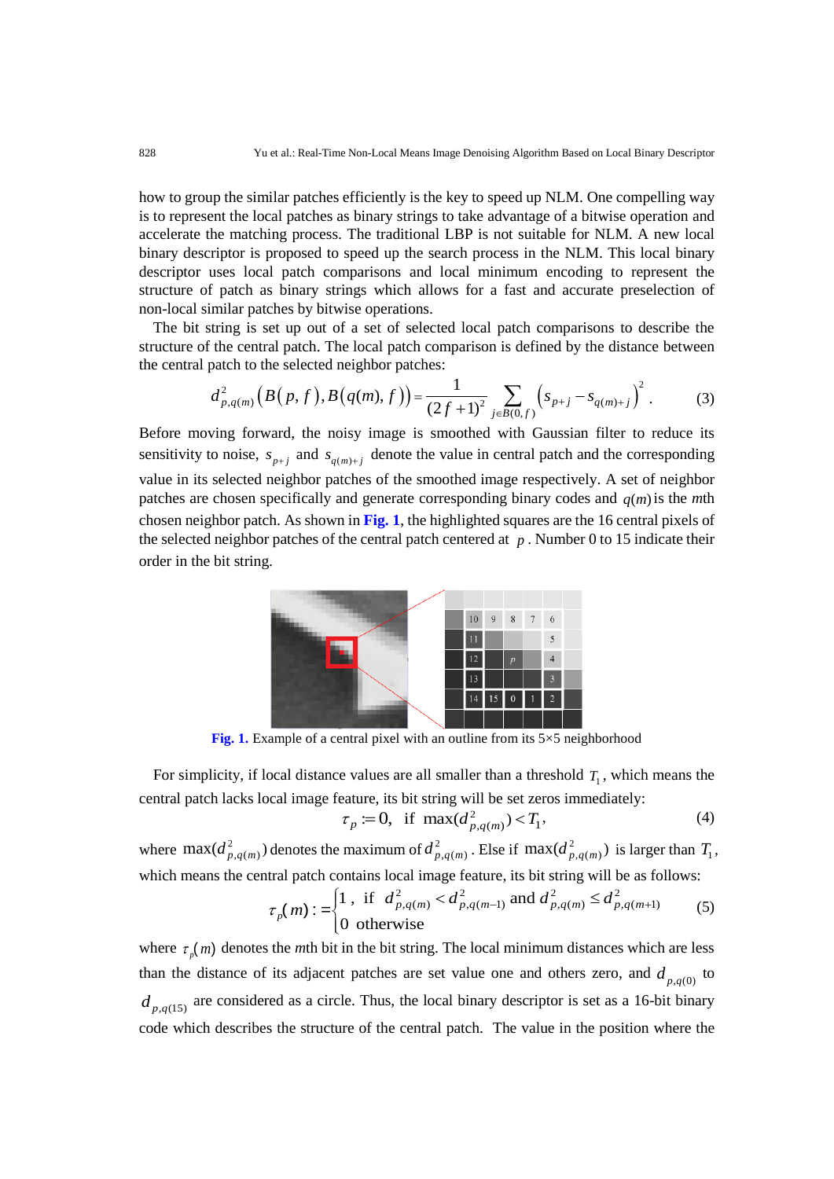how to group the similar patches efficiently is the key to speed up NLM. One compelling way is to represent the local patches as binary strings to take advantage of a bitwise operation and accelerate the matching process. The traditional LBP is not suitable for NLM. A new local binary descriptor is proposed to speed up the search process in the NLM. This local binary descriptor uses local patch comparisons and local minimum encoding to represent the structure of patch as binary strings which allows for a fast and accurate preselection of non-local similar patches by bitwise operations.

The bit string is set up out of a set of selected local patch comparisons to describe the structure of the central patch. The local patch comparison is defined by the distance between the central patch to the selected neighbor patches:

$$d^2_{p,q(m)}\left(B(p,f),B(q(m),f)\right)=\frac{1}{(2f+1)^2}\sum_{j\in B(0,f)}\left(s_{p+j}-s_{q(m)+j}\right)^2. \quad (3)$$

Before moving forward, the noisy image is smoothed with Gaussian filter to reduce its sensitivity to noise, $s_{p+j}$ and $s_{q(m)+j}$ denote the value in central patch and the corresponding value in its selected neighbor patches of the smoothed image respectively. A set of neighbor patches are chosen specifically and generate corresponding binary codes and $q(m)$ is the $m$th chosen neighbor patch. As shown in **Fig. 1**, the highlighted squares are the 16 central pixels of the selected neighbor patches of the central patch centered at $p$. Number 0 to 15 indicate their order in the bit string.

**Fig. 1.** Example of a central pixel with an outline from its 5×5 neighborhood

For simplicity, if local distance values are all smaller than a threshold $T_1$, which means the central patch lacks local image feature, its bit string will be set zeros immediately:

$$\tau_p := 0,\ \text{ if } \max(d^2_{p,q(m)}) < T_1, \quad (4)$$

where $\max(d^2_{p,q(m)})$ denotes the maximum of $d^2_{p,q(m)}$. Else if $\max(d^2_{p,q(m)})$ is larger than $T_1$, which means the central patch contains local image feature, its bit string will be as follows:

$$\tau_p(m) := \begin{cases} 1, & \text{if } d^2_{p,q(m)} < d^2_{p,q(m-1)} \text{ and } d^2_{p,q(m)} \le d^2_{p,q(m+1)} \\ 0 & \text{otherwise} \end{cases} \quad (5)$$

where $\tau_p(m)$ denotes the $m$th bit in the bit string. The local minimum distances which are less than the distance of its adjacent patches are set value one and others zero, and $d_{p,q(0)}$ to $d_{p,q(15)}$ are considered as a circle. Thus, the local binary descriptor is set as a 16-bit binary code which describes the structure of the central patch. The value in the position where the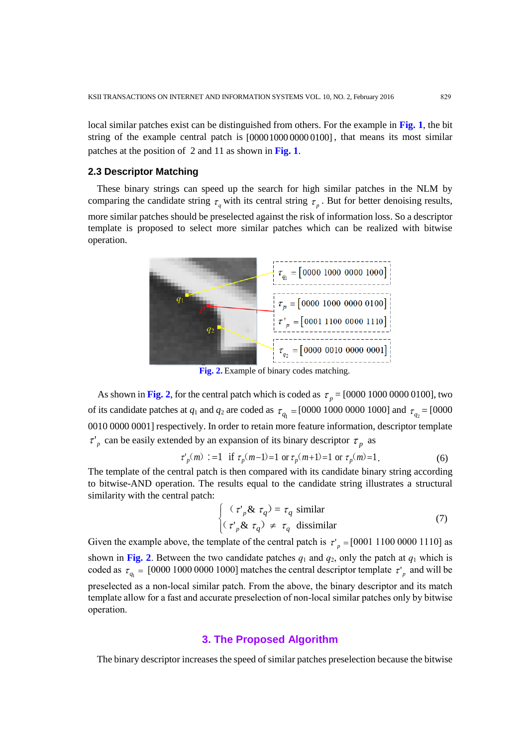local similar patches exist can be distinguished from others. For the example in **Fig. 1**, the bit string of the example central patch is [0000 1000 0000 0100], that means its most similar patches at the position of 2 and 11 as shown in **Fig. 1**.

### 2.3 Descriptor Matching

These binary strings can speed up the search for high similar patches in the NLM by comparing the candidate string $\tau_q$ with its central string $\tau_p$. But for better denoising results, more similar patches should be preselected against the risk of information loss. So a descriptor template is proposed to select more similar patches which can be realized with bitwise operation.

$\tau_{q_1}$ = [0000 1000 0000 1000]

$\tau_p$ = [0000 1000 0000 0100]

$\tau'_p$ = [0001 1100 0000 1110]

$\tau_{q_2}$ = [0000 0010 0000 0001]

**Fig. 2.** Example of binary codes matching.

As shown in **Fig. 2**, for the central patch which is coded as $\tau_p$ = [0000 1000 0000 0100], two of its candidate patches at $q_1$ and $q_2$ are coded as $\tau_{q_1}$ = [0000 1000 0000 1000] and $\tau_{q_2}$ = [0000 0010 0000 0001] respectively. In order to retain more feature information, descriptor template $\tau'_p$ can be easily extended by an expansion of its binary descriptor $\tau_p$ as

$$\tau'_p(m) := 1 \ \text{ if } \tau_p(m-1)=1 \text{ or } \tau_p(m+1)=1 \text{ or } \tau_p(m)=1. \tag{6}$$

The template of the central patch is then compared with its candidate binary string according to bitwise-AND operation. The results equal to the candidate string illustrates a structural similarity with the central patch:

$$\begin{cases} (\tau'_p \,\&\, \tau_q) = \tau_q & \text{similar} \\ (\tau'_p \,\&\, \tau_q) \neq \tau_q & \text{dissimilar} \end{cases} \tag{7}$$

Given the example above, the template of the central patch is $\tau'_p$ = [0001 1100 0000 1110] as shown in **Fig. 2**. Between the two candidate patches $q_1$ and $q_2$, only the patch at $q_1$ which is coded as $\tau_{q_1}$ = [0000 1000 0000 1000] matches the central descriptor template $\tau'_p$ and will be preselected as a non-local similar patch. From the above, the binary descriptor and its match template allow for a fast and accurate preselection of non-local similar patches only by bitwise operation.

## 3. The Proposed Algorithm

The binary descriptor increases the speed of similar patches preselection because the bitwise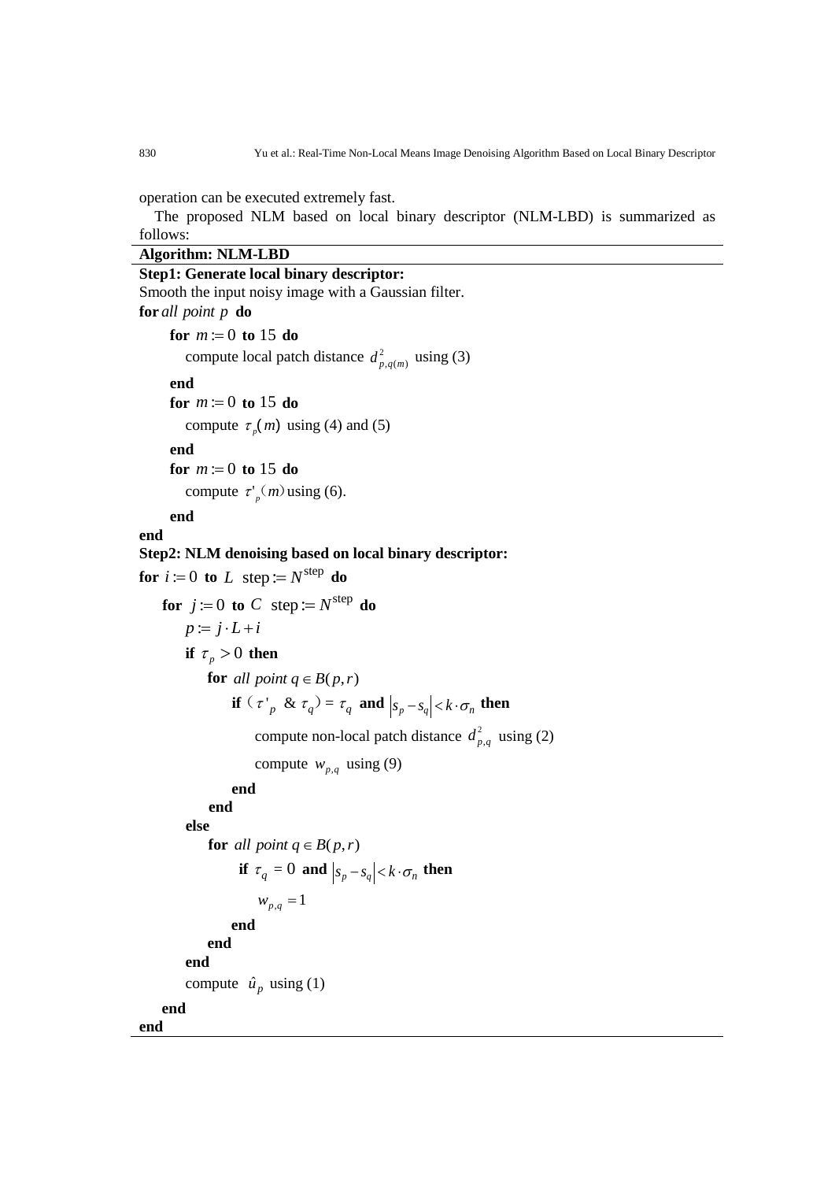operation can be executed extremely fast.

The proposed NLM based on local binary descriptor (NLM-LBD) is summarized as follows:

**Algorithm: NLM-LBD**

**Step1: Generate local binary descriptor:**

Smooth the input noisy image with a Gaussian filter.

**for** *all point* $p$ **do**

&nbsp;&nbsp;&nbsp;&nbsp;**for** $m := 0$ **to** $15$ **do**

&nbsp;&nbsp;&nbsp;&nbsp;&nbsp;&nbsp;&nbsp;&nbsp;compute local patch distance $d^2_{p,q(m)}$ using (3)

&nbsp;&nbsp;&nbsp;&nbsp;**end**

&nbsp;&nbsp;&nbsp;&nbsp;**for** $m := 0$ **to** $15$ **do**

&nbsp;&nbsp;&nbsp;&nbsp;&nbsp;&nbsp;&nbsp;&nbsp;compute $\tau_p(m)$ using (4) and (5)

&nbsp;&nbsp;&nbsp;&nbsp;**end**

&nbsp;&nbsp;&nbsp;&nbsp;**for** $m := 0$ **to** $15$ **do**

&nbsp;&nbsp;&nbsp;&nbsp;&nbsp;&nbsp;&nbsp;&nbsp;compute $\tau'_p(m)$ using (6).

&nbsp;&nbsp;&nbsp;&nbsp;**end**

**end**

**Step2: NLM denoising based on local binary descriptor:**

**for** $i := 0$ **to** $L$ $\text{step} := N^{\text{step}}$ **do**

&nbsp;&nbsp;&nbsp;&nbsp;**for** $j := 0$ **to** $C$ $\text{step} := N^{\text{step}}$ **do**

&nbsp;&nbsp;&nbsp;&nbsp;&nbsp;&nbsp;&nbsp;&nbsp;$p := j \cdot L + i$

&nbsp;&nbsp;&nbsp;&nbsp;&nbsp;&nbsp;&nbsp;&nbsp;**if** $\tau_p > 0$ **then**

&nbsp;&nbsp;&nbsp;&nbsp;&nbsp;&nbsp;&nbsp;&nbsp;&nbsp;&nbsp;&nbsp;&nbsp;**for** *all point* $q \in B(p,r)$

&nbsp;&nbsp;&nbsp;&nbsp;&nbsp;&nbsp;&nbsp;&nbsp;&nbsp;&nbsp;&nbsp;&nbsp;&nbsp;&nbsp;&nbsp;&nbsp;**if** $(\tau'_p \,\&\, \tau_q) = \tau_q$ **and** $|s_p - s_q| < k \cdot \sigma_n$ **then**

&nbsp;&nbsp;&nbsp;&nbsp;&nbsp;&nbsp;&nbsp;&nbsp;&nbsp;&nbsp;&nbsp;&nbsp;&nbsp;&nbsp;&nbsp;&nbsp;&nbsp;&nbsp;&nbsp;&nbsp;compute non-local patch distance $d^2_{p,q}$ using (2)

&nbsp;&nbsp;&nbsp;&nbsp;&nbsp;&nbsp;&nbsp;&nbsp;&nbsp;&nbsp;&nbsp;&nbsp;&nbsp;&nbsp;&nbsp;&nbsp;&nbsp;&nbsp;&nbsp;&nbsp;compute $w_{p,q}$ using (9)

&nbsp;&nbsp;&nbsp;&nbsp;&nbsp;&nbsp;&nbsp;&nbsp;&nbsp;&nbsp;&nbsp;&nbsp;&nbsp;&nbsp;&nbsp;&nbsp;**end**

&nbsp;&nbsp;&nbsp;&nbsp;&nbsp;&nbsp;&nbsp;&nbsp;&nbsp;&nbsp;&nbsp;&nbsp;**end**

&nbsp;&nbsp;&nbsp;&nbsp;&nbsp;&nbsp;&nbsp;&nbsp;**else**

&nbsp;&nbsp;&nbsp;&nbsp;&nbsp;&nbsp;&nbsp;&nbsp;&nbsp;&nbsp;&nbsp;&nbsp;**for** *all point* $q \in B(p,r)$

&nbsp;&nbsp;&nbsp;&nbsp;&nbsp;&nbsp;&nbsp;&nbsp;&nbsp;&nbsp;&nbsp;&nbsp;&nbsp;&nbsp;&nbsp;&nbsp;**if** $\tau_q = 0$ **and** $|s_p - s_q| < k \cdot \sigma_n$ **then**

&nbsp;&nbsp;&nbsp;&nbsp;&nbsp;&nbsp;&nbsp;&nbsp;&nbsp;&nbsp;&nbsp;&nbsp;&nbsp;&nbsp;&nbsp;&nbsp;&nbsp;&nbsp;&nbsp;&nbsp;$w_{p,q} = 1$

&nbsp;&nbsp;&nbsp;&nbsp;&nbsp;&nbsp;&nbsp;&nbsp;&nbsp;&nbsp;&nbsp;&nbsp;&nbsp;&nbsp;&nbsp;&nbsp;**end**

&nbsp;&nbsp;&nbsp;&nbsp;&nbsp;&nbsp;&nbsp;&nbsp;&nbsp;&nbsp;&nbsp;&nbsp;**end**

&nbsp;&nbsp;&nbsp;&nbsp;&nbsp;&nbsp;&nbsp;&nbsp;**end**

&nbsp;&nbsp;&nbsp;&nbsp;&nbsp;&nbsp;&nbsp;&nbsp;compute $\hat{u}_p$ using (1)

&nbsp;&nbsp;&nbsp;&nbsp;**end**

**end**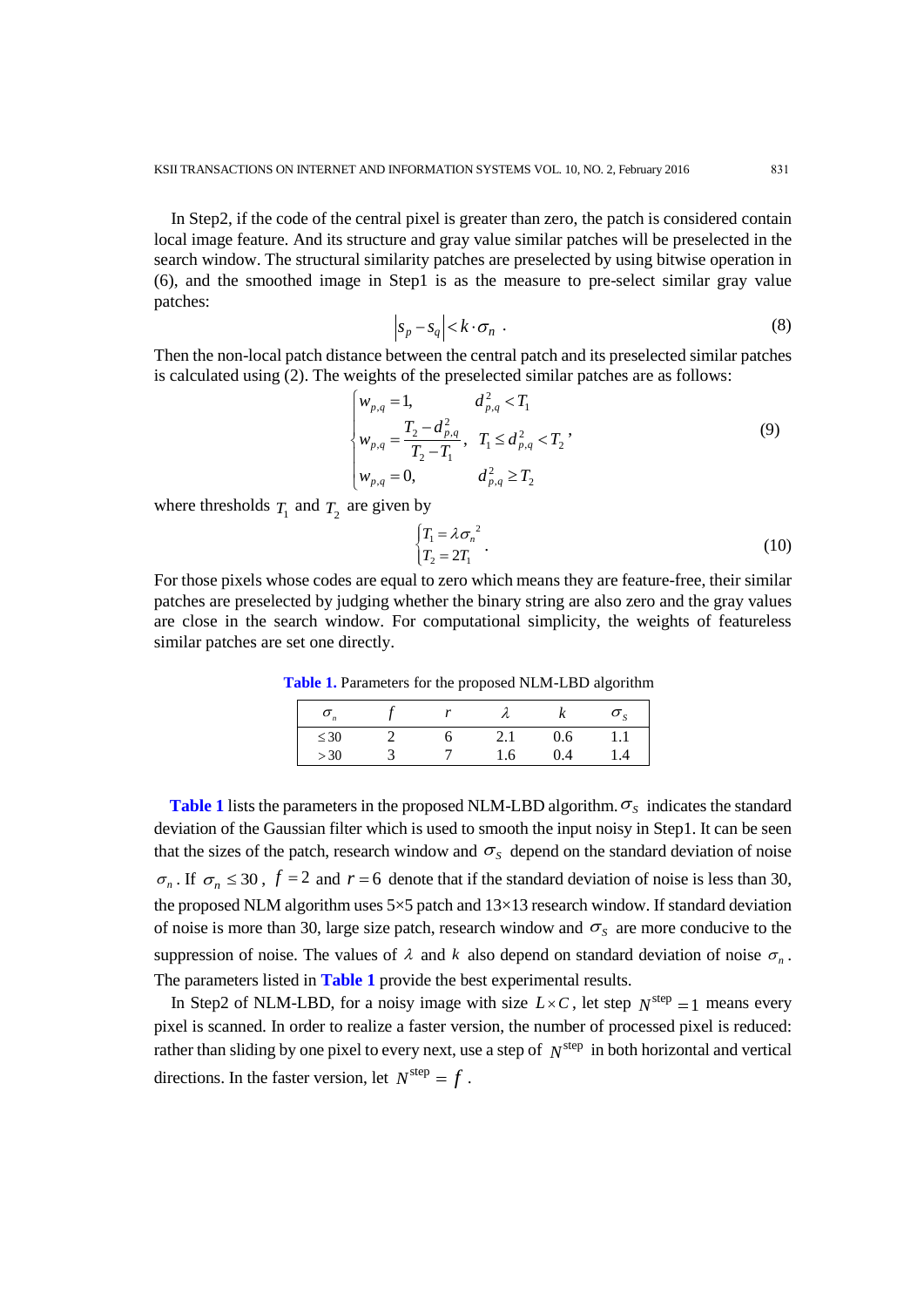In Step2, if the code of the central pixel is greater than zero, the patch is considered contain local image feature. And its structure and gray value similar patches will be preselected in the search window. The structural similarity patches are preselected by using bitwise operation in (6), and the smoothed image in Step1 is as the measure to pre-select similar gray value patches:

$$\left|s_p - s_q\right| < k \cdot \sigma_n \ . \tag{8}$$

Then the non-local patch distance between the central patch and its preselected similar patches is calculated using (2). The weights of the preselected similar patches are as follows:

$$\begin{cases} w_{p,q} = 1, & d_{p,q}^2 < T_1 \\ w_{p,q} = \dfrac{T_2 - d_{p,q}^2}{T_2 - T_1}, & T_1 \le d_{p,q}^2 < T_2 \\ w_{p,q} = 0, & d_{p,q}^2 \ge T_2 \end{cases} , \tag{9}$$

where thresholds $T_1$ and $T_2$ are given by

$$\begin{cases} T_1 = \lambda \sigma_n{}^2 \\ T_2 = 2T_1 \end{cases} . \tag{10}$$

For those pixels whose codes are equal to zero which means they are feature-free, their similar patches are preselected by judging whether the binary string are also zero and the gray values are close in the search window. For computational simplicity, the weights of featureless similar patches are set one directly.

**Table 1.** Parameters for the proposed NLM-LBD algorithm

| $\sigma_n$ | $f$ | $r$ | $\lambda$ | $k$ | $\sigma_S$ |
|---|---|---|---|---|---|
| $\le 30$ | 2 | 6 | 2.1 | 0.6 | 1.1 |
| $> 30$ | 3 | 7 | 1.6 | 0.4 | 1.4 |

**Table 1** lists the parameters in the proposed NLM-LBD algorithm. $\sigma_S$ indicates the standard deviation of the Gaussian filter which is used to smooth the input noisy in Step1. It can be seen that the sizes of the patch, research window and $\sigma_S$ depend on the standard deviation of noise $\sigma_n$. If $\sigma_n \le 30$, $f = 2$ and $r = 6$ denote that if the standard deviation of noise is less than 30, the proposed NLM algorithm uses 5×5 patch and 13×13 research window. If standard deviation of noise is more than 30, large size patch, research window and $\sigma_S$ are more conducive to the suppression of noise. The values of $\lambda$ and $k$ also depend on standard deviation of noise $\sigma_n$. The parameters listed in **Table 1** provide the best experimental results.

In Step2 of NLM-LBD, for a noisy image with size $L \times C$, let step $N^{\text{step}} = 1$ means every pixel is scanned. In order to realize a faster version, the number of processed pixel is reduced: rather than sliding by one pixel to every next, use a step of $N^{\text{step}}$ in both horizontal and vertical directions. In the faster version, let $N^{\text{step}} = f$.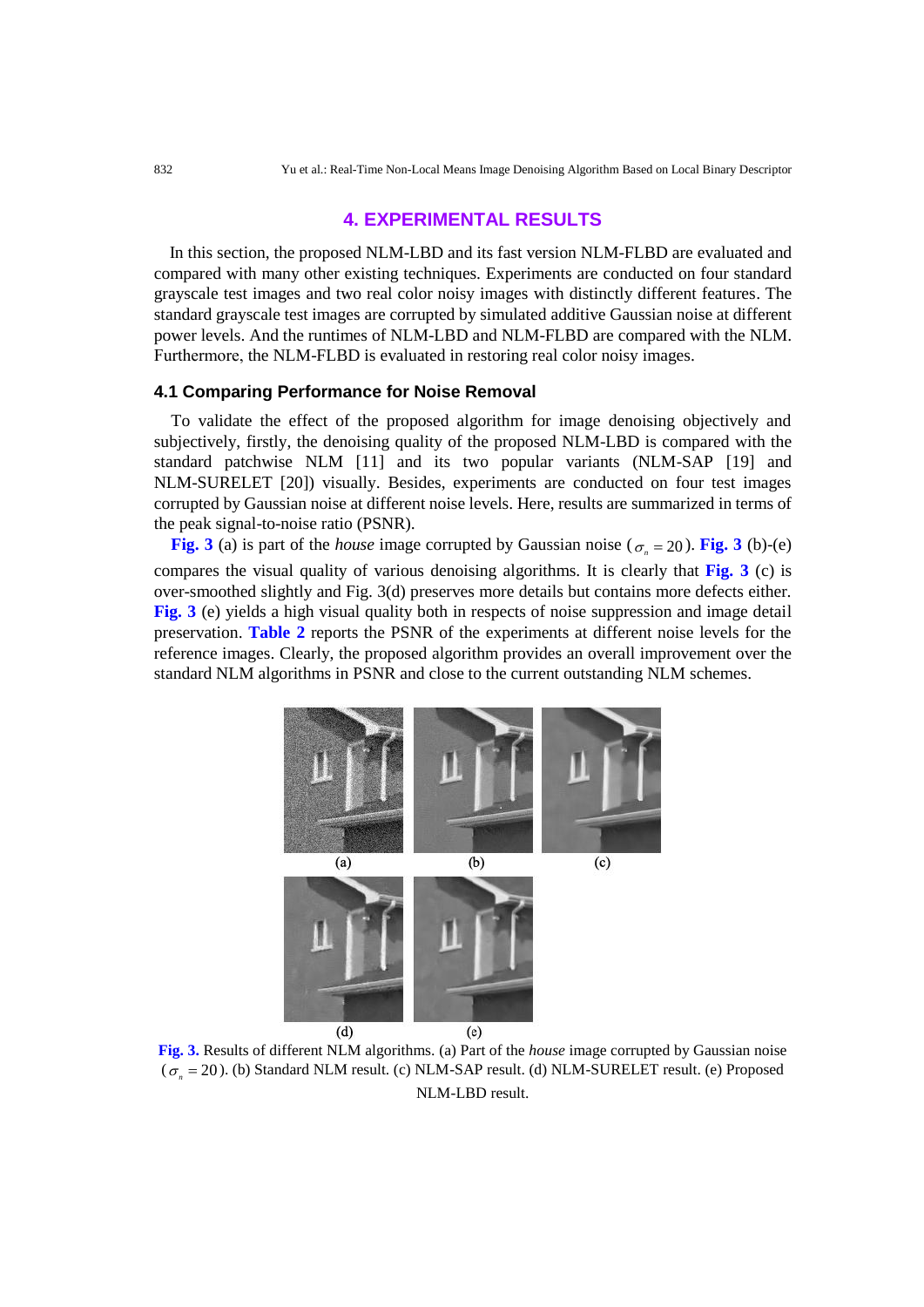## 4. EXPERIMENTAL RESULTS

In this section, the proposed NLM-LBD and its fast version NLM-FLBD are evaluated and compared with many other existing techniques. Experiments are conducted on four standard grayscale test images and two real color noisy images with distinctly different features. The standard grayscale test images are corrupted by simulated additive Gaussian noise at different power levels. And the runtimes of NLM-LBD and NLM-FLBD are compared with the NLM. Furthermore, the NLM-FLBD is evaluated in restoring real color noisy images.

### 4.1 Comparing Performance for Noise Removal

To validate the effect of the proposed algorithm for image denoising objectively and subjectively, firstly, the denoising quality of the proposed NLM-LBD is compared with the standard patchwise NLM [11] and its two popular variants (NLM-SAP [19] and NLM-SURELET [20]) visually. Besides, experiments are conducted on four test images corrupted by Gaussian noise at different noise levels. Here, results are summarized in terms of the peak signal-to-noise ratio (PSNR).

**Fig. 3** (a) is part of the *house* image corrupted by Gaussian noise ($\sigma_n = 20$). **Fig. 3** (b)-(e) compares the visual quality of various denoising algorithms. It is clearly that **Fig. 3** (c) is over-smoothed slightly and Fig. 3(d) preserves more details but contains more defects either. **Fig. 3** (e) yields a high visual quality both in respects of noise suppression and image detail preservation. **Table 2** reports the PSNR of the experiments at different noise levels for the reference images. Clearly, the proposed algorithm provides an overall improvement over the standard NLM algorithms in PSNR and close to the current outstanding NLM schemes.

**Fig. 3.** Results of different NLM algorithms. (a) Part of the *house* image corrupted by Gaussian noise ($\sigma_n = 20$). (b) Standard NLM result. (c) NLM-SAP result. (d) NLM-SURELET result. (e) Proposed NLM-LBD result.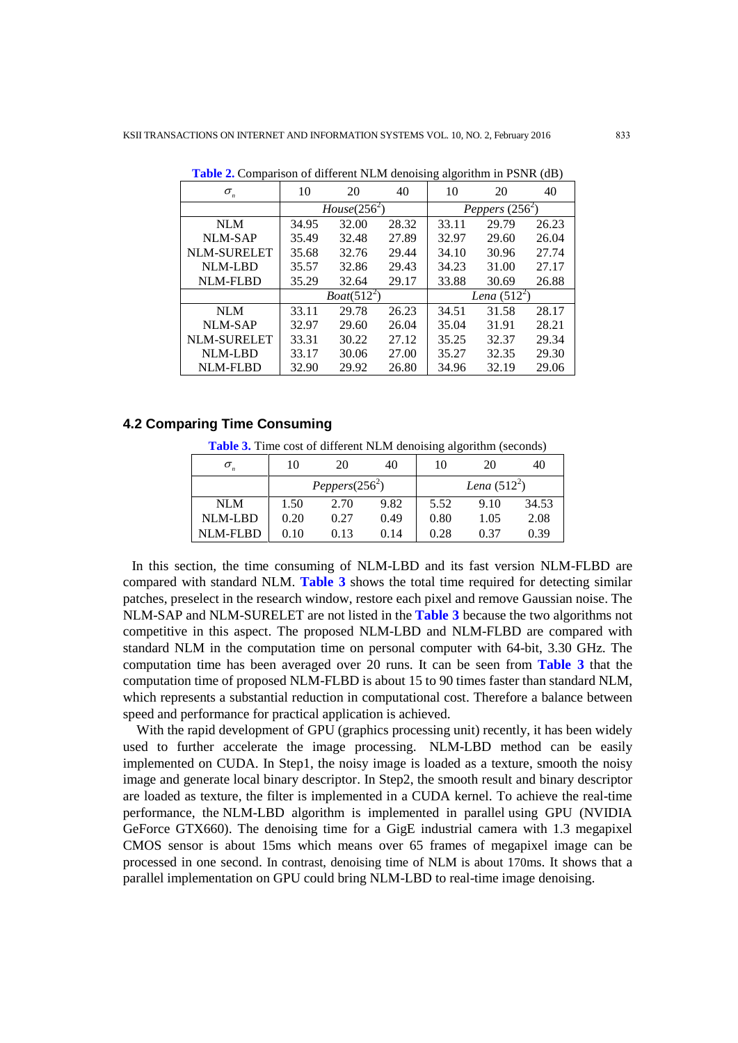**Table 2.** Comparison of different NLM denoising algorithm in PSNR (dB)

| $\sigma_n$ | 10 | 20 | 40 | 10 | 20 | 40 |
|---|---|---|---|---|---|---|
| | *House*($256^2$) | | | *Peppers* ($256^2$) | | |
| NLM | 34.95 | 32.00 | 28.32 | 33.11 | 29.79 | 26.23 |
| NLM-SAP | 35.49 | 32.48 | 27.89 | 32.97 | 29.60 | 26.04 |
| NLM-SURELET | 35.68 | 32.76 | 29.44 | 34.10 | 30.96 | 27.74 |
| NLM-LBD | 35.57 | 32.86 | 29.43 | 34.23 | 31.00 | 27.17 |
| NLM-FLBD | 35.29 | 32.64 | 29.17 | 33.88 | 30.69 | 26.88 |
| | *Boat*($512^2$) | | | *Lena* ($512^2$) | | |
| NLM | 33.11 | 29.78 | 26.23 | 34.51 | 31.58 | 28.17 |
| NLM-SAP | 32.97 | 29.60 | 26.04 | 35.04 | 31.91 | 28.21 |
| NLM-SURELET | 33.31 | 30.22 | 27.12 | 35.25 | 32.37 | 29.34 |
| NLM-LBD | 33.17 | 30.06 | 27.00 | 35.27 | 32.35 | 29.30 |
| NLM-FLBD | 32.90 | 29.92 | 26.80 | 34.96 | 32.19 | 29.06 |

### 4.2 Comparing Time Consuming

**Table 3.** Time cost of different NLM denoising algorithm (seconds)

| $\sigma_n$ | 10 | 20 | 40 | 10 | 20 | 40 |
|---|---|---|---|---|---|---|
| | *Peppers*($256^2$) | | | *Lena* ($512^2$) | | |
| NLM | 1.50 | 2.70 | 9.82 | 5.52 | 9.10 | 34.53 |
| NLM-LBD | 0.20 | 0.27 | 0.49 | 0.80 | 1.05 | 2.08 |
| NLM-FLBD | 0.10 | 0.13 | 0.14 | 0.28 | 0.37 | 0.39 |

In this section, the time consuming of NLM-LBD and its fast version NLM-FLBD are compared with standard NLM. **Table 3** shows the total time required for detecting similar patches, preselect in the research window, restore each pixel and remove Gaussian noise. The NLM-SAP and NLM-SURELET are not listed in the **Table 3** because the two algorithms not competitive in this aspect. The proposed NLM-LBD and NLM-FLBD are compared with standard NLM in the computation time on personal computer with 64-bit, 3.30 GHz. The computation time has been averaged over 20 runs. It can be seen from **Table 3** that the computation time of proposed NLM-FLBD is about 15 to 90 times faster than standard NLM, which represents a substantial reduction in computational cost. Therefore a balance between speed and performance for practical application is achieved.

With the rapid development of GPU (graphics processing unit) recently, it has been widely used to further accelerate the image processing. NLM-LBD method can be easily implemented on CUDA. In Step1, the noisy image is loaded as a texture, smooth the noisy image and generate local binary descriptor. In Step2, the smooth result and binary descriptor are loaded as texture, the filter is implemented in a CUDA kernel. To achieve the real-time performance, the NLM-LBD algorithm is implemented in parallel using GPU (NVIDIA GeForce GTX660). The denoising time for a GigE industrial camera with 1.3 megapixel CMOS sensor is about 15ms which means over 65 frames of megapixel image can be processed in one second. In contrast, denoising time of NLM is about 170ms. It shows that a parallel implementation on GPU could bring NLM-LBD to real-time image denoising.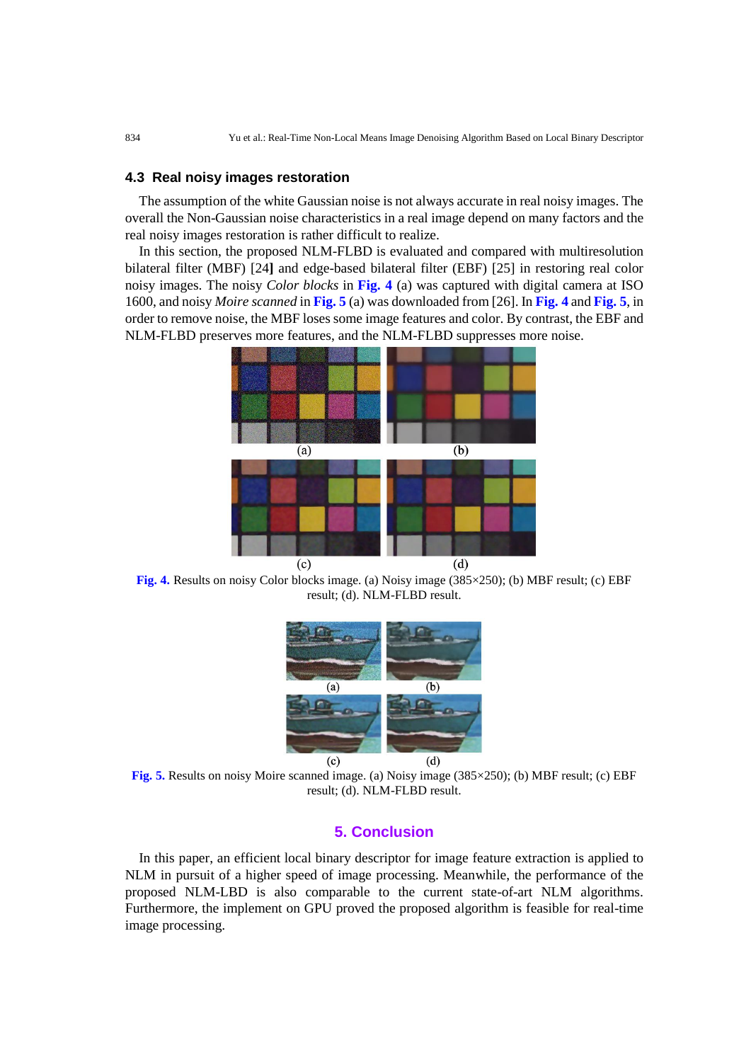### 4.3 Real noisy images restoration

The assumption of the white Gaussian noise is not always accurate in real noisy images. The overall the Non-Gaussian noise characteristics in a real image depend on many factors and the real noisy images restoration is rather difficult to realize.

In this section, the proposed NLM-FLBD is evaluated and compared with multiresolution bilateral filter (MBF) [24] and edge-based bilateral filter (EBF) [25] in restoring real color noisy images. The noisy *Color blocks* in **Fig. 4** (a) was captured with digital camera at ISO 1600, and noisy *Moire scanned* in **Fig. 5** (a) was downloaded from [26]. In **Fig. 4** and **Fig. 5**, in order to remove noise, the MBF loses some image features and color. By contrast, the EBF and NLM-FLBD preserves more features, and the NLM-FLBD suppresses more noise.

**Fig. 4.** Results on noisy Color blocks image. (a) Noisy image (385×250); (b) MBF result; (c) EBF result; (d). NLM-FLBD result.

**Fig. 5.** Results on noisy Moire scanned image. (a) Noisy image (385×250); (b) MBF result; (c) EBF result; (d). NLM-FLBD result.

## 5. Conclusion

In this paper, an efficient local binary descriptor for image feature extraction is applied to NLM in pursuit of a higher speed of image processing. Meanwhile, the performance of the proposed NLM-LBD is also comparable to the current state-of-art NLM algorithms. Furthermore, the implement on GPU proved the proposed algorithm is feasible for real-time image processing.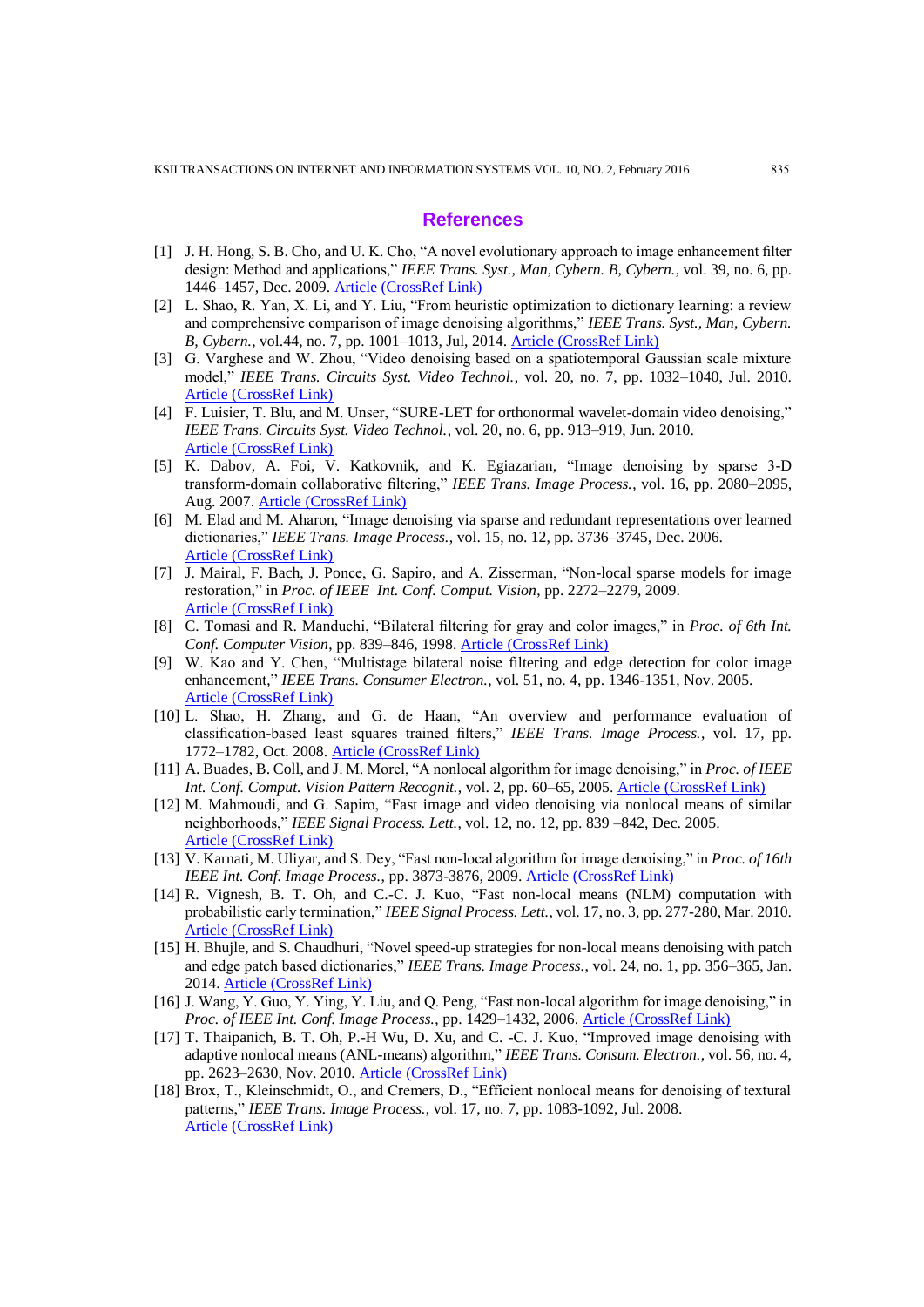## References

[1] J. H. Hong, S. B. Cho, and U. K. Cho, "A novel evolutionary approach to image enhancement filter design: Method and applications," *IEEE Trans. Syst., Man, Cybern. B, Cybern.*, vol. 39, no. 6, pp. 1446–1457, Dec. 2009. Article (CrossRef Link)

[2] L. Shao, R. Yan, X. Li, and Y. Liu, "From heuristic optimization to dictionary learning: a review and comprehensive comparison of image denoising algorithms," *IEEE Trans. Syst., Man, Cybern. B, Cybern.*, vol.44, no. 7, pp. 1001–1013, Jul, 2014. Article (CrossRef Link)

[3] G. Varghese and W. Zhou, "Video denoising based on a spatiotemporal Gaussian scale mixture model," *IEEE Trans. Circuits Syst. Video Technol.*, vol. 20, no. 7, pp. 1032–1040, Jul. 2010. Article (CrossRef Link)

[4] F. Luisier, T. Blu, and M. Unser, "SURE-LET for orthonormal wavelet-domain video denoising," *IEEE Trans. Circuits Syst. Video Technol.*, vol. 20, no. 6, pp. 913–919, Jun. 2010. Article (CrossRef Link)

[5] K. Dabov, A. Foi, V. Katkovnik, and K. Egiazarian, "Image denoising by sparse 3-D transform-domain collaborative filtering," *IEEE Trans. Image Process.*, vol. 16, pp. 2080–2095, Aug. 2007. Article (CrossRef Link)

[6] M. Elad and M. Aharon, "Image denoising via sparse and redundant representations over learned dictionaries," *IEEE Trans. Image Process.*, vol. 15, no. 12, pp. 3736–3745, Dec. 2006. Article (CrossRef Link)

[7] J. Mairal, F. Bach, J. Ponce, G. Sapiro, and A. Zisserman, "Non-local sparse models for image restoration," in *Proc. of IEEE Int. Conf. Comput. Vision*, pp. 2272–2279, 2009. Article (CrossRef Link)

[8] C. Tomasi and R. Manduchi, "Bilateral filtering for gray and color images," in *Proc. of 6th Int. Conf. Computer Vision*, pp. 839–846, 1998. Article (CrossRef Link)

[9] W. Kao and Y. Chen, "Multistage bilateral noise filtering and edge detection for color image enhancement," *IEEE Trans. Consumer Electron.*, vol. 51, no. 4, pp. 1346-1351, Nov. 2005. Article (CrossRef Link)

[10] L. Shao, H. Zhang, and G. de Haan, "An overview and performance evaluation of classification-based least squares trained filters," *IEEE Trans. Image Process.*, vol. 17, pp. 1772–1782, Oct. 2008. Article (CrossRef Link)

[11] A. Buades, B. Coll, and J. M. Morel, "A nonlocal algorithm for image denoising," in *Proc. of IEEE Int. Conf. Comput. Vision Pattern Recognit.*, vol. 2, pp. 60–65, 2005. Article (CrossRef Link)

[12] M. Mahmoudi, and G. Sapiro, "Fast image and video denoising via nonlocal means of similar neighborhoods," *IEEE Signal Process. Lett.*, vol. 12, no. 12, pp. 839 –842, Dec. 2005. Article (CrossRef Link)

[13] V. Karnati, M. Uliyar, and S. Dey, "Fast non-local algorithm for image denoising," in *Proc. of 16th IEEE Int. Conf. Image Process.*, pp. 3873-3876, 2009. Article (CrossRef Link)

[14] R. Vignesh, B. T. Oh, and C.-C. J. Kuo, "Fast non-local means (NLM) computation with probabilistic early termination," *IEEE Signal Process. Lett.*, vol. 17, no. 3, pp. 277-280, Mar. 2010. Article (CrossRef Link)

[15] H. Bhujle, and S. Chaudhuri, "Novel speed-up strategies for non-local means denoising with patch and edge patch based dictionaries," *IEEE Trans. Image Process.*, vol. 24, no. 1, pp. 356–365, Jan. 2014. Article (CrossRef Link)

[16] J. Wang, Y. Guo, Y. Ying, Y. Liu, and Q. Peng, "Fast non-local algorithm for image denoising," in *Proc. of IEEE Int. Conf. Image Process.*, pp. 1429–1432, 2006. Article (CrossRef Link)

[17] T. Thaipanich, B. T. Oh, P.-H Wu, D. Xu, and C. -C. J. Kuo, "Improved image denoising with adaptive nonlocal means (ANL-means) algorithm," *IEEE Trans. Consum. Electron.*, vol. 56, no. 4, pp. 2623–2630, Nov. 2010. Article (CrossRef Link)

[18] Brox, T., Kleinschmidt, O., and Cremers, D., "Efficient nonlocal means for denoising of textural patterns," *IEEE Trans. Image Process.*, vol. 17, no. 7, pp. 1083-1092, Jul. 2008. Article (CrossRef Link)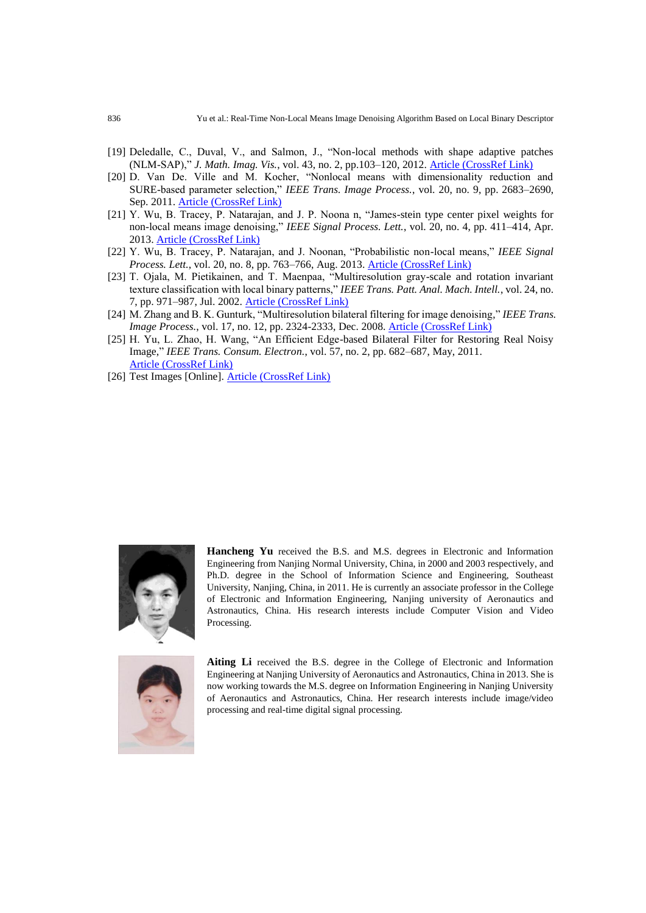[19] Deledalle, C., Duval, V., and Salmon, J., "Non-local methods with shape adaptive patches (NLM-SAP)," *J. Math. Imag. Vis.*, vol. 43, no. 2, pp.103–120, 2012. Article (CrossRef Link)

[20] D. Van De. Ville and M. Kocher, "Nonlocal means with dimensionality reduction and SURE-based parameter selection," *IEEE Trans. Image Process.*, vol. 20, no. 9, pp. 2683–2690, Sep. 2011. Article (CrossRef Link)

[21] Y. Wu, B. Tracey, P. Natarajan, and J. P. Noona n, "James-stein type center pixel weights for non-local means image denoising," *IEEE Signal Process. Lett.*, vol. 20, no. 4, pp. 411–414, Apr. 2013. Article (CrossRef Link)

[22] Y. Wu, B. Tracey, P. Natarajan, and J. Noonan, "Probabilistic non-local means," *IEEE Signal Process. Lett.*, vol. 20, no. 8, pp. 763–766, Aug. 2013. Article (CrossRef Link)

[23] T. Ojala, M. Pietikainen, and T. Maenpaa, "Multiresolution gray-scale and rotation invariant texture classification with local binary patterns," *IEEE Trans. Patt. Anal. Mach. Intell.*, vol. 24, no. 7, pp. 971–987, Jul. 2002. Article (CrossRef Link)

[24] M. Zhang and B. K. Gunturk, "Multiresolution bilateral filtering for image denoising," *IEEE Trans. Image Process.*, vol. 17, no. 12, pp. 2324-2333, Dec. 2008. Article (CrossRef Link)

[25] H. Yu, L. Zhao, H. Wang, "An Efficient Edge-based Bilateral Filter for Restoring Real Noisy Image," *IEEE Trans. Consum. Electron.*, vol. 57, no. 2, pp. 682–687, May, 2011. Article (CrossRef Link)

[26] Test Images [Online]. Article (CrossRef Link)

**Hancheng Yu** received the B.S. and M.S. degrees in Electronic and Information Engineering from Nanjing Normal University, China, in 2000 and 2003 respectively, and Ph.D. degree in the School of Information Science and Engineering, Southeast University, Nanjing, China, in 2011. He is currently an associate professor in the College of Electronic and Information Engineering, Nanjing university of Aeronautics and Astronautics, China. His research interests include Computer Vision and Video Processing.

**Aiting Li** received the B.S. degree in the College of Electronic and Information Engineering at Nanjing University of Aeronautics and Astronautics, China in 2013. She is now working towards the M.S. degree on Information Engineering in Nanjing University of Aeronautics and Astronautics, China. Her research interests include image/video processing and real-time digital signal processing.